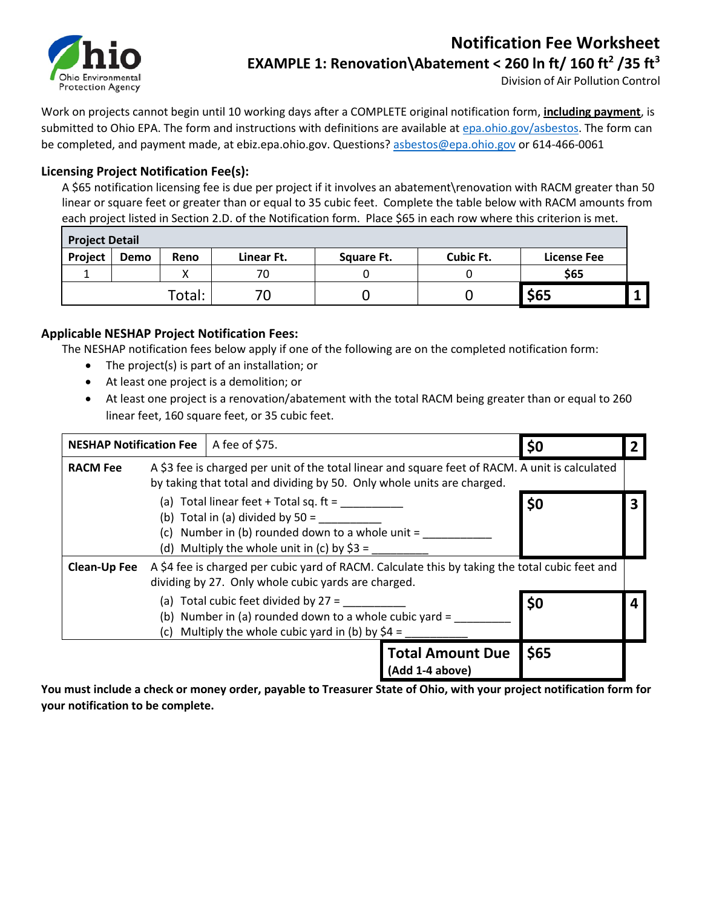# Notification Fee Worksheet

## EXAMPLE 1: Renovation\Abatement < 260 ln ft/ 160 $ft^2$ /35 $ft^3$

Division of Air Pollution Control

Work on projects cannot begin until 10 working days after a COMPLETE original notification form, **including payment**, is submitted to Ohio EPA. The form and instructions with definitions are available at epa.ohio.gov/asbestos. The form can be completed, and payment made, at ebiz.epa.ohio.gov. Questions? asbestos@epa.ohio.gov or 614-466-0061

### Licensing Project Notification Fee(s):

A $65 notification licensing fee is due per project if it involves an abatement\renovation with RACM greater than 50 linear or square feet or greater than or equal to 35 cubic feet. Complete the table below with RACM amounts from each project listed in Section 2.D. of the Notification form. Place $65 in each row where this criterion is met.

| Project Detail | | | | | | | |
|---|---|---|---|---|---|---|---|
| **Project** | **Demo** | **Reno** | **Linear Ft.** | **Square Ft.** | **Cubic Ft.** | **License Fee** | |
| 1 | | X | 70 | 0 | 0 | $65 | |
| | | Total: | 70 | 0 | 0 | **$65** | **1** |

### Applicable NESHAP Project Notification Fees:

The NESHAP notification fees below apply if one of the following are on the completed notification form:

- The project(s) is part of an installation; or
- At least one project is a demolition; or
- At least one project is a renovation/abatement with the total RACM being greater than or equal to 260 linear feet, 160 square feet, or 35 cubic feet.

| | | | |
|---|---|---|---|
| **NESHAP Notification Fee** | A fee of $75. | **$0** | **2** |
| **RACM Fee** | A $3 fee is charged per unit of the total linear and square feet of RACM. A unit is calculated by taking that total and dividing by 50. Only whole units are charged.<br>(a) Total linear feet + Total sq. ft = __________<br>(b) Total in (a) divided by 50 = __________<br>(c) Number in (b) rounded down to a whole unit = ___________<br>(d) Multiply the whole unit in (c) by $3 = _________ | **$0** | **3** |
| **Clean-Up Fee** | A $4 fee is charged per cubic yard of RACM. Calculate this by taking the total cubic feet and dividing by 27. Only whole cubic yards are charged.<br>(a) Total cubic feet divided by 27 = __________<br>(b) Number in (a) rounded down to a whole cubic yard = _________<br>(c) Multiply the whole cubic yard in (b) by $4 = __________ | **$0** | **4** |
| | **Total Amount Due** (Add 1-4 above) | **$65** | |

**You must include a check or money order, payable to Treasurer State of Ohio, with your project notification form for your notification to be complete.**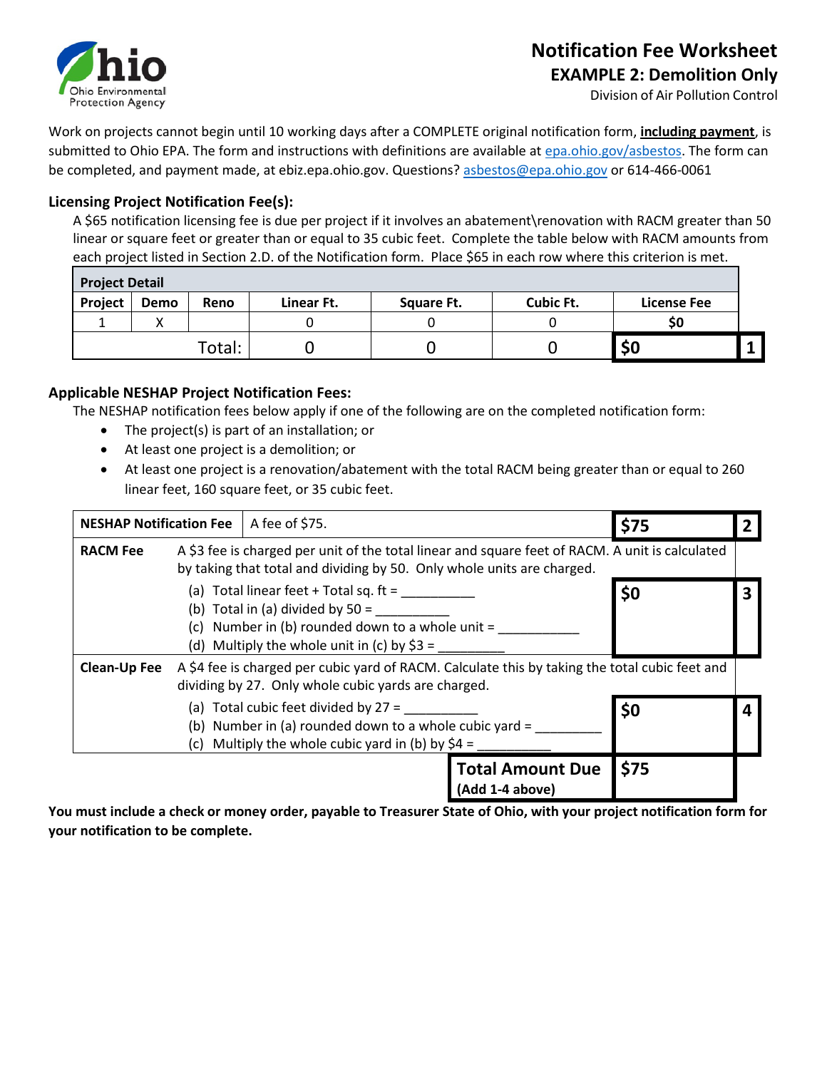# Notification Fee Worksheet

## EXAMPLE 2: Demolition Only

Division of Air Pollution Control

Work on projects cannot begin until 10 working days after a COMPLETE original notification form, **including payment**, is submitted to Ohio EPA. The form and instructions with definitions are available at epa.ohio.gov/asbestos. The form can be completed, and payment made, at ebiz.epa.ohio.gov. Questions? asbestos@epa.ohio.gov or 614-466-0061

### Licensing Project Notification Fee(s):

A $65 notification licensing fee is due per project if it involves an abatement\renovation with RACM greater than 50 linear or square feet or greater than or equal to 35 cubic feet. Complete the table below with RACM amounts from each project listed in Section 2.D. of the Notification form. Place $65 in each row where this criterion is met.

| **Project Detail** | | | | | | | |
|---|---|---|---|---|---|---|---|
| **Project** | **Demo** | **Reno** | **Linear Ft.** | **Square Ft.** | **Cubic Ft.** | **License Fee** | |
| 1 | X | | 0 | 0 | 0 | **$0** | |
| | | Total: | 0 | 0 | 0 | **$0** | **1** |

### Applicable NESHAP Project Notification Fees:

The NESHAP notification fees below apply if one of the following are on the completed notification form:

- The project(s) is part of an installation; or
- At least one project is a demolition; or
- At least one project is a renovation/abatement with the total RACM being greater than or equal to 260 linear feet, 160 square feet, or 35 cubic feet.

| | | | |
|---|---|---|---|
| **NESHAP Notification Fee** | A fee of $75. | **$75** | **2** |
| **RACM Fee** | A $3 fee is charged per unit of the total linear and square feet of RACM. A unit is calculated by taking that total and dividing by 50. Only whole units are charged.<br>(a) Total linear feet + Total sq. ft = __________<br>(b) Total in (a) divided by 50 = __________<br>(c) Number in (b) rounded down to a whole unit = ___________<br>(d) Multiply the whole unit in (c) by $3 = _________ | **$0** | **3** |
| **Clean-Up Fee** | A $4 fee is charged per cubic yard of RACM. Calculate this by taking the total cubic feet and dividing by 27. Only whole cubic yards are charged.<br>(a) Total cubic feet divided by 27 = __________<br>(b) Number in (a) rounded down to a whole cubic yard = _________<br>(c) Multiply the whole cubic yard in (b) by $4 = __________ | **$0** | **4** |
| | **Total Amount Due (Add 1-4 above)** | **$75** | |

**You must include a check or money order, payable to Treasurer State of Ohio, with your project notification form for your notification to be complete.**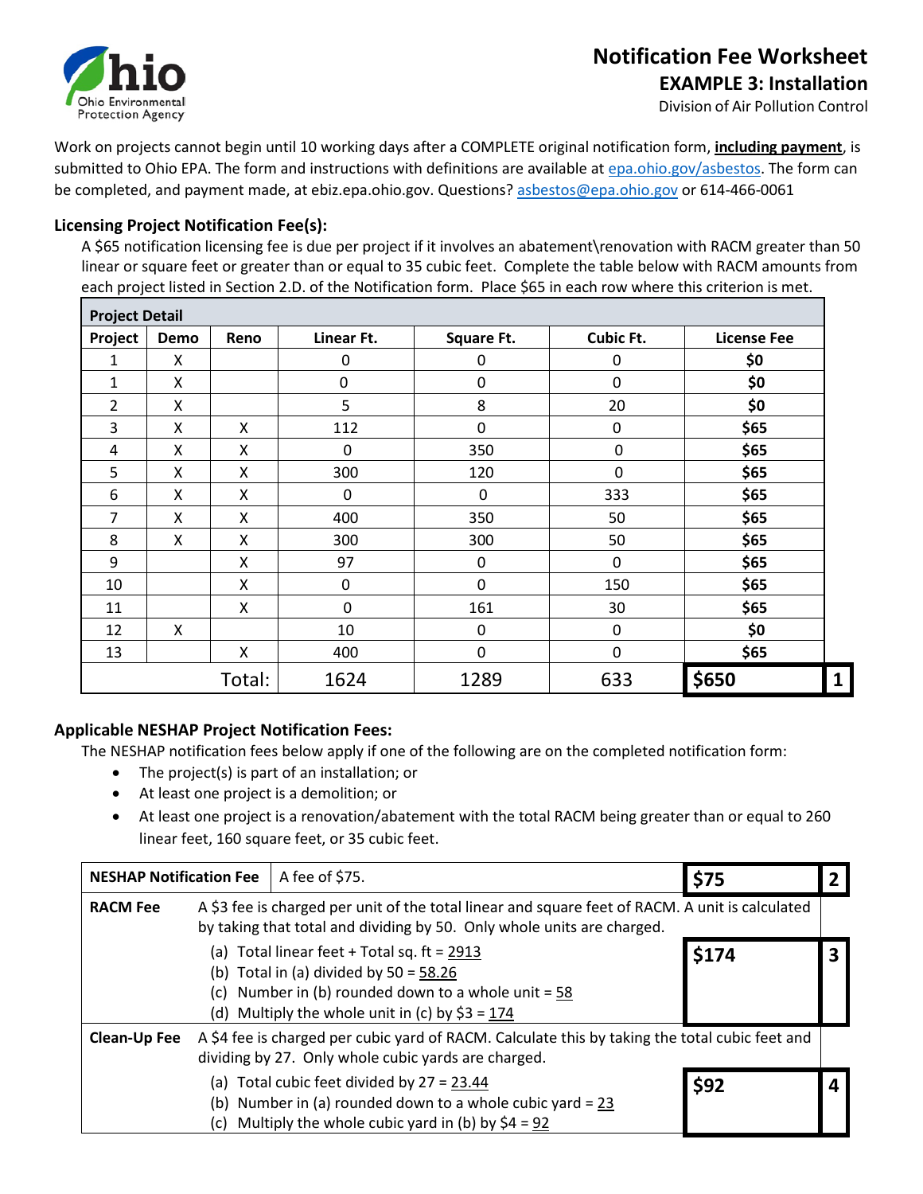# Notification Fee Worksheet

## EXAMPLE 3: Installation

Division of Air Pollution Control

Work on projects cannot begin until 10 working days after a COMPLETE original notification form, **including payment**, is submitted to Ohio EPA. The form and instructions with definitions are available at epa.ohio.gov/asbestos. The form can be completed, and payment made, at ebiz.epa.ohio.gov. Questions? asbestos@epa.ohio.gov or 614-466-0061

### Licensing Project Notification Fee(s):

A $65 notification licensing fee is due per project if it involves an abatement\renovation with RACM greater than 50 linear or square feet or greater than or equal to 35 cubic feet. Complete the table below with RACM amounts from each project listed in Section 2.D. of the Notification form. Place $65 in each row where this criterion is met.

| Project Detail | | | | | | | |
|---|---|---|---|---|---|---|---|
| **Project** | **Demo** | **Reno** | **Linear Ft.** | **Square Ft.** | **Cubic Ft.** | **License Fee** | |
| 1 | X | | 0 | 0 | 0 | **$0** | |
| 1 | X | | 0 | 0 | 0 | **$0** | |
| 2 | X | | 5 | 8 | 20 | **$0** | |
| 3 | X | X | 112 | 0 | 0 | **$65** | |
| 4 | X | X | 0 | 350 | 0 | **$65** | |
| 5 | X | X | 300 | 120 | 0 | **$65** | |
| 6 | X | X | 0 | 0 | 333 | **$65** | |
| 7 | X | X | 400 | 350 | 50 | **$65** | |
| 8 | X | X | 300 | 300 | 50 | **$65** | |
| 9 | | X | 97 | 0 | 0 | **$65** | |
| 10 | | X | 0 | 0 | 150 | **$65** | |
| 11 | | X | 0 | 161 | 30 | **$65** | |
| 12 | X | | 10 | 0 | 0 | **$0** | |
| 13 | | X | 400 | 0 | 0 | **$65** | |
| | | Total: | 1624 | 1289 | 633 | **$650** | **1** |

### Applicable NESHAP Project Notification Fees:

The NESHAP notification fees below apply if one of the following are on the completed notification form:

- The project(s) is part of an installation; or
- At least one project is a demolition; or
- At least one project is a renovation/abatement with the total RACM being greater than or equal to 260 linear feet, 160 square feet, or 35 cubic feet.

| | | | |
|---|---|---|---|
| **NESHAP Notification Fee** | A fee of $75. | **$75** | **2** |
| **RACM Fee** | A $3 fee is charged per unit of the total linear and square feet of RACM. A unit is calculated by taking that total and dividing by 50. Only whole units are charged.<br>(a) Total linear feet + Total sq. ft = 2913<br>(b) Total in (a) divided by 50 = 58.26<br>(c) Number in (b) rounded down to a whole unit = 58<br>(d) Multiply the whole unit in (c) by $3 = 174 | **$174** | **3** |
| **Clean-Up Fee** | A $4 fee is charged per cubic yard of RACM. Calculate this by taking the total cubic feet and dividing by 27. Only whole cubic yards are charged.<br>(a) Total cubic feet divided by 27 = 23.44<br>(b) Number in (a) rounded down to a whole cubic yard = 23<br>(c) Multiply the whole cubic yard in (b) by $4 = 92 | **$92** | **4** |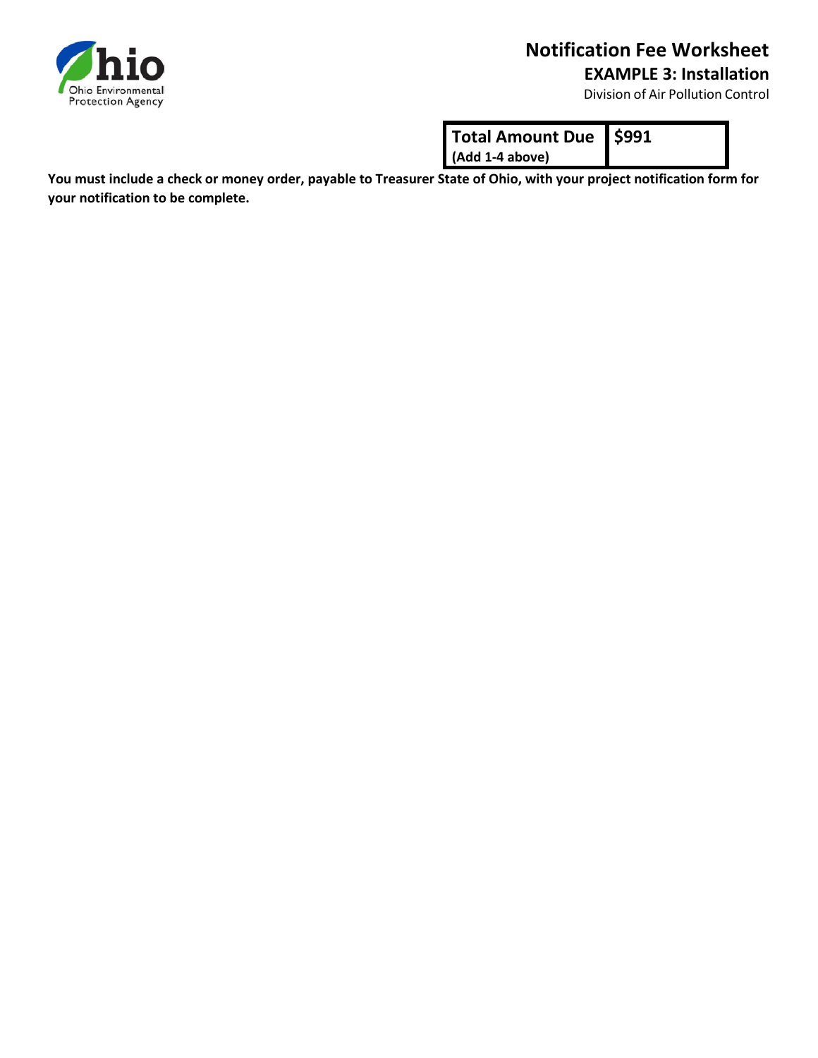# Notification Fee Worksheet

## EXAMPLE 3: Installation

Division of Air Pollution Control

| | |
|---|---|
| **Total Amount Due** **(Add 1-4 above)** | **$991** |

**You must include a check or money order, payable to Treasurer State of Ohio, with your project notification form for your notification to be complete.**